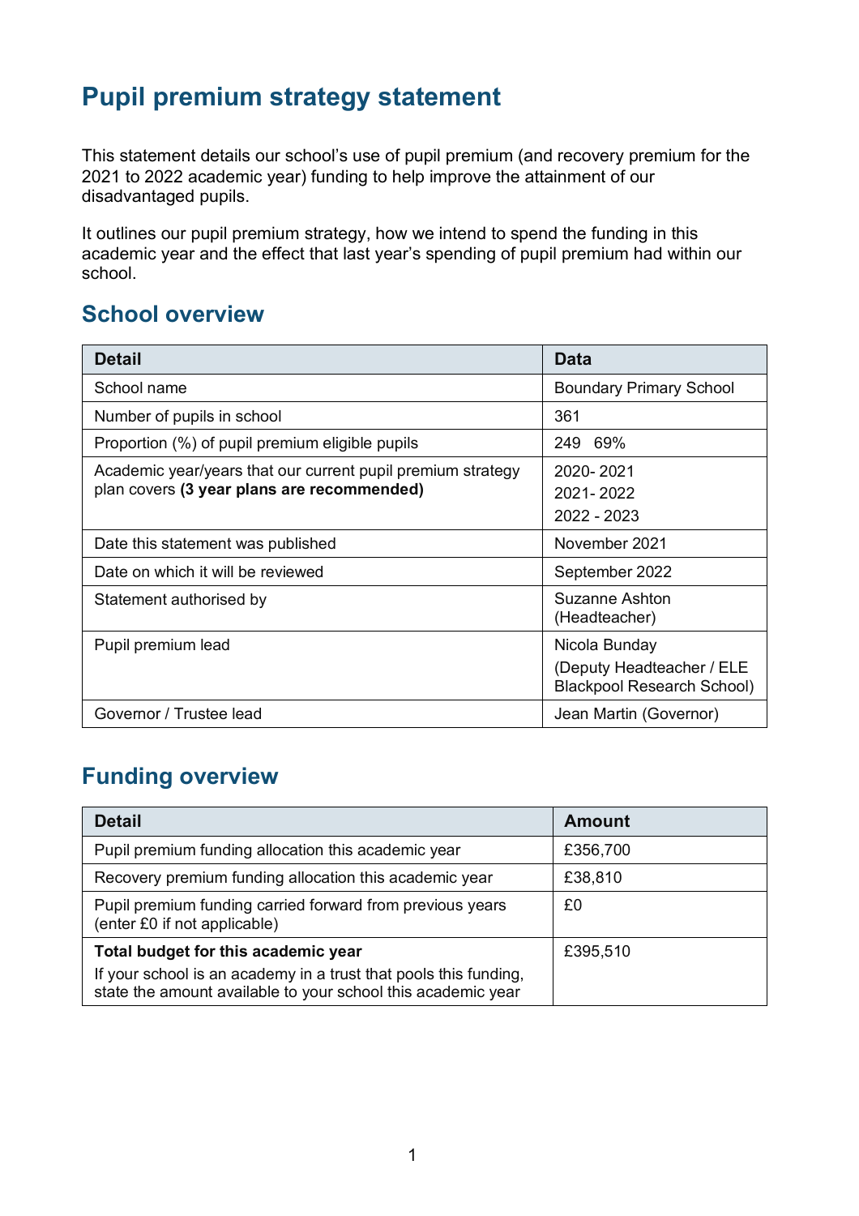# Pupil premium strategy statement

This statement details our school's use of pupil premium (and recovery premium for the 2021 to 2022 academic year) funding to help improve the attainment of our disadvantaged pupils.

It outlines our pupil premium strategy, how we intend to spend the funding in this academic year and the effect that last year's spending of pupil premium had within our school.

## School overview

| Detail | Data |
|---|---|
| School name | Boundary Primary School |
| Number of pupils in school | 361 |
| Proportion (%) of pupil premium eligible pupils | 249 69% |
| Academic year/years that our current pupil premium strategy plan covers **(3 year plans are recommended)** | 2020- 2021<br>2021- 2022<br>2022 - 2023 |
| Date this statement was published | November 2021 |
| Date on which it will be reviewed | September 2022 |
| Statement authorised by | Suzanne Ashton (Headteacher) |
| Pupil premium lead | Nicola Bunday<br>(Deputy Headteacher / ELE Blackpool Research School) |
| Governor / Trustee lead | Jean Martin (Governor) |

## Funding overview

| Detail | Amount |
|---|---|
| Pupil premium funding allocation this academic year | £356,700 |
| Recovery premium funding allocation this academic year | £38,810 |
| Pupil premium funding carried forward from previous years (enter £0 if not applicable) | £0 |
| **Total budget for this academic year**<br>If your school is an academy in a trust that pools this funding, state the amount available to your school this academic year | £395,510 |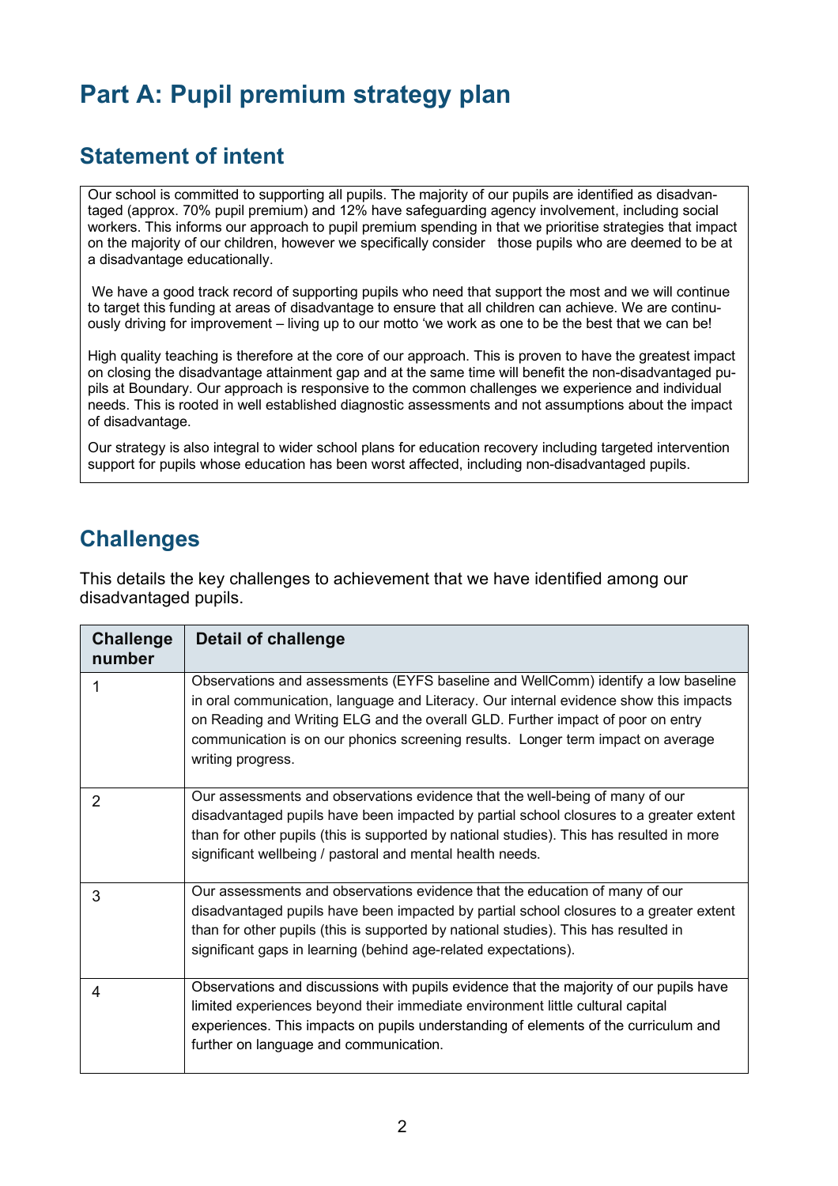# Part A: Pupil premium strategy plan

## Statement of intent

Our school is committed to supporting all pupils. The majority of our pupils are identified as disadvantaged (approx. 70% pupil premium) and 12% have safeguarding agency involvement, including social workers. This informs our approach to pupil premium spending in that we prioritise strategies that impact on the majority of our children, however we specifically consider those pupils who are deemed to be at a disadvantage educationally.

We have a good track record of supporting pupils who need that support the most and we will continue to target this funding at areas of disadvantage to ensure that all children can achieve. We are continuously driving for improvement – living up to our motto 'we work as one to be the best that we can be!

High quality teaching is therefore at the core of our approach. This is proven to have the greatest impact on closing the disadvantage attainment gap and at the same time will benefit the non-disadvantaged pupils at Boundary. Our approach is responsive to the common challenges we experience and individual needs. This is rooted in well established diagnostic assessments and not assumptions about the impact of disadvantage.

Our strategy is also integral to wider school plans for education recovery including targeted intervention support for pupils whose education has been worst affected, including non-disadvantaged pupils.

## Challenges

This details the key challenges to achievement that we have identified among our disadvantaged pupils.

| Challenge number | Detail of challenge |
|---|---|
| 1 | Observations and assessments (EYFS baseline and WellComm) identify a low baseline in oral communication, language and Literacy. Our internal evidence show this impacts on Reading and Writing ELG and the overall GLD. Further impact of poor on entry communication is on our phonics screening results. Longer term impact on average writing progress. |
| 2 | Our assessments and observations evidence that the well-being of many of our disadvantaged pupils have been impacted by partial school closures to a greater extent than for other pupils (this is supported by national studies). This has resulted in more significant wellbeing / pastoral and mental health needs. |
| 3 | Our assessments and observations evidence that the education of many of our disadvantaged pupils have been impacted by partial school closures to a greater extent than for other pupils (this is supported by national studies). This has resulted in significant gaps in learning (behind age-related expectations). |
| 4 | Observations and discussions with pupils evidence that the majority of our pupils have limited experiences beyond their immediate environment little cultural capital experiences. This impacts on pupils understanding of elements of the curriculum and further on language and communication. |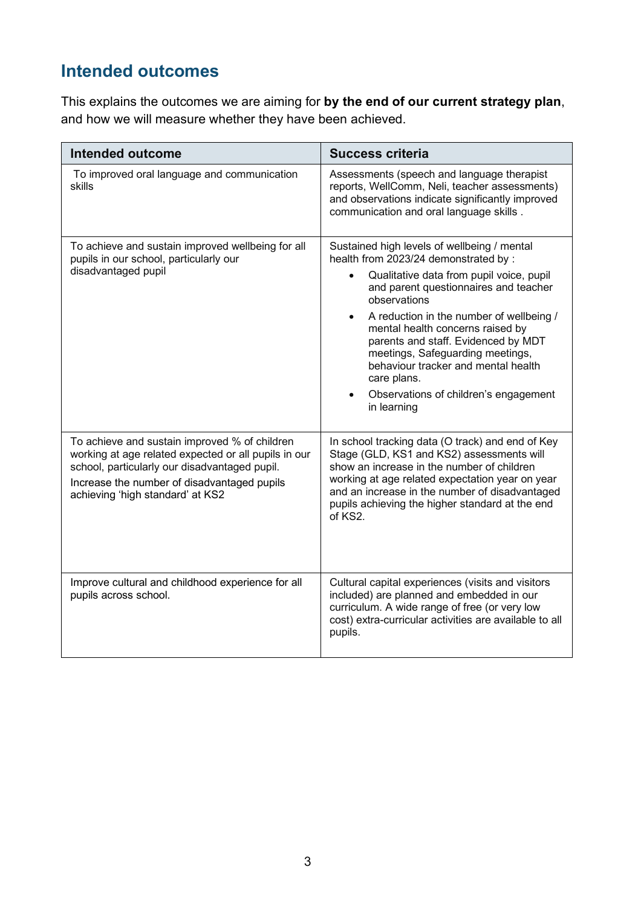## Intended outcomes

This explains the outcomes we are aiming for **by the end of our current strategy plan**, and how we will measure whether they have been achieved.

| Intended outcome | Success criteria |
|---|---|
| To improved oral language and communication skills | Assessments (speech and language therapist reports, WellComm, Neli, teacher assessments) and observations indicate significantly improved communication and oral language skills . |
| To achieve and sustain improved wellbeing for all pupils in our school, particularly our disadvantaged pupil | Sustained high levels of wellbeing / mental health from 2023/24 demonstrated by :<br>• Qualitative data from pupil voice, pupil and parent questionnaires and teacher observations<br>• A reduction in the number of wellbeing / mental health concerns raised by parents and staff. Evidenced by MDT meetings, Safeguarding meetings, behaviour tracker and mental health care plans.<br>• Observations of children's engagement in learning |
| To achieve and sustain improved % of children working at age related expected or all pupils in our school, particularly our disadvantaged pupil.<br>Increase the number of disadvantaged pupils achieving 'high standard' at KS2 | In school tracking data (O track) and end of Key Stage (GLD, KS1 and KS2) assessments will show an increase in the number of children working at age related expectation year on year and an increase in the number of disadvantaged pupils achieving the higher standard at the end of KS2. |
| Improve cultural and childhood experience for all pupils across school. | Cultural capital experiences (visits and visitors included) are planned and embedded in our curriculum. A wide range of free (or very low cost) extra-curricular activities are available to all pupils. |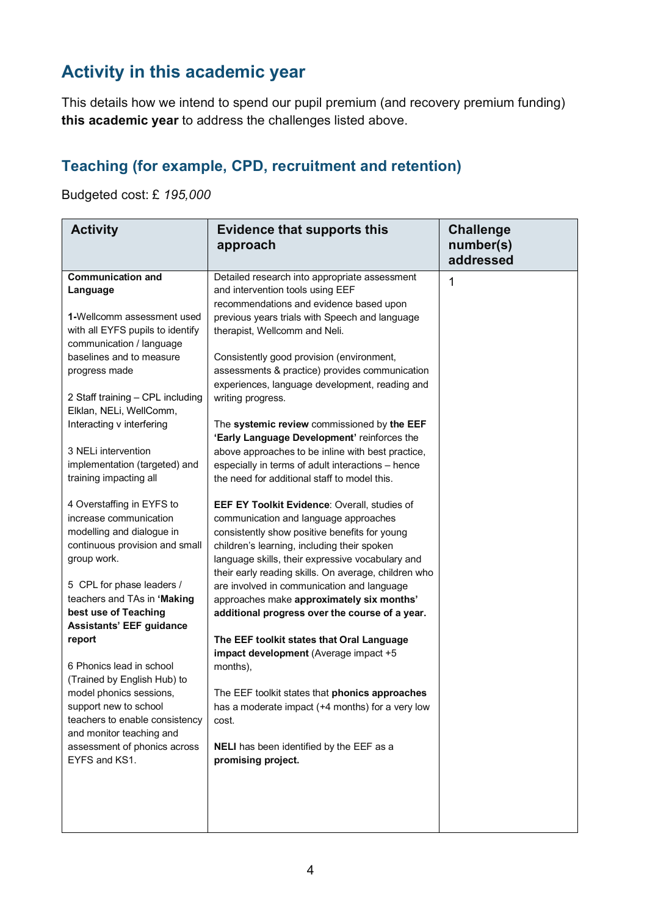## Activity in this academic year

This details how we intend to spend our pupil premium (and recovery premium funding) **this academic year** to address the challenges listed above.

### Teaching (for example, CPD, recruitment and retention)

Budgeted cost: £ *195,000*

| Activity | Evidence that supports this approach | Challenge number(s) addressed |
|---|---|---|
| **Communication and Language**<br><br>**1**-Wellcomm assessment used with all EYFS pupils to identify communication / language baselines and to measure progress made<br><br>2 Staff training – CPL including Elklan, NELi, WellComm, Interacting v interfering<br><br>3 NELi intervention implementation (targeted) and training impacting all<br><br>4 Overstaffing in EYFS to increase communication modelling and dialogue in continuous provision and small group work.<br><br>5 CPL for phase leaders / teachers and TAs in **'Making best use of Teaching Assistants' EEF guidance report**<br><br>6 Phonics lead in school (Trained by English Hub) to model phonics sessions, support new to school teachers to enable consistency and monitor teaching and assessment of phonics across EYFS and KS1. | Detailed research into appropriate assessment and intervention tools using EEF recommendations and evidence based upon previous years trials with Speech and language therapist, Wellcomm and Neli.<br><br>Consistently good provision (environment, assessments & practice) provides communication experiences, language development, reading and writing progress.<br><br>The **systemic review** commissioned by **the EEF 'Early Language Development'** reinforces the above approaches to be inline with best practice, especially in terms of adult interactions – hence the need for additional staff to model this.<br><br>**EEF EY Toolkit Evidence**: Overall, studies of communication and language approaches consistently show positive benefits for young children's learning, including their spoken language skills, their expressive vocabulary and their early reading skills. On average, children who are involved in communication and language approaches make **approximately six months' additional progress over the course of a year.**<br><br>**The EEF toolkit states that Oral Language impact development** (Average impact +5 months),<br><br>The EEF toolkit states that **phonics approaches** has a moderate impact (+4 months) for a very low cost.<br><br>**NELI** has been identified by the EEF as a **promising project.** | 1 |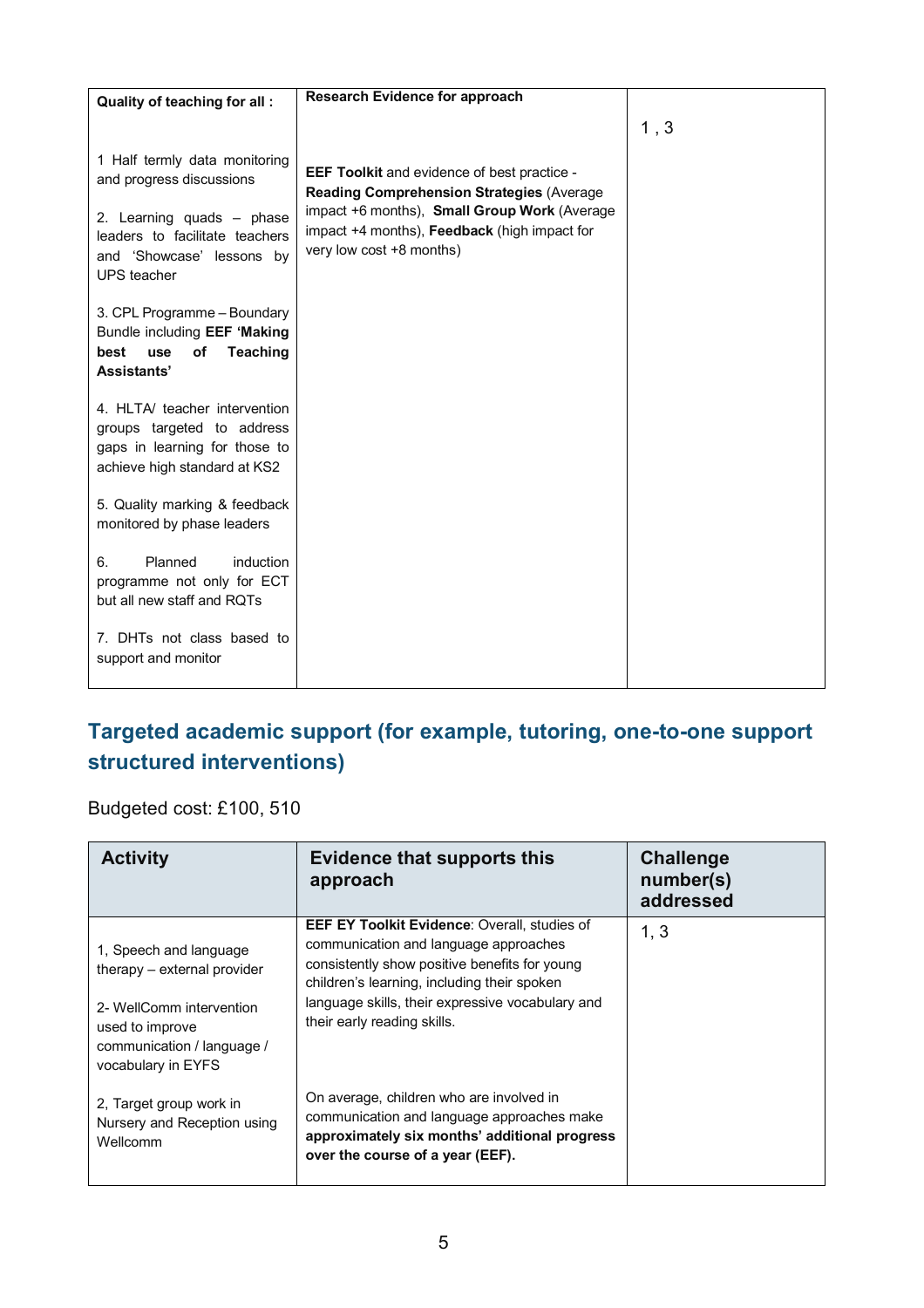| Quality of teaching for all : | Research Evidence for approach | |
|---|---|---|
| 1 Half termly data monitoring and progress discussions<br><br>2. Learning quads – phase leaders to facilitate teachers and 'Showcase' lessons by UPS teacher<br><br>3. CPL Programme – Boundary Bundle including **EEF 'Making best use of Teaching Assistants'**<br><br>4. HLTA/ teacher intervention groups targeted to address gaps in learning for those to achieve high standard at KS2<br><br>5. Quality marking & feedback monitored by phase leaders<br><br>6. Planned induction programme not only for ECT but all new staff and RQTs<br><br>7. DHTs not class based to support and monitor | **EEF Toolkit** and evidence of best practice - **Reading Comprehension Strategies** (Average impact +6 months), **Small Group Work** (Average impact +4 months), **Feedback** (high impact for very low cost +8 months) | 1 , 3 |

## Targeted academic support (for example, tutoring, one-to-one support structured interventions)

Budgeted cost: £100, 510

| Activity | Evidence that supports this approach | Challenge number(s) addressed |
|---|---|---|
| 1, Speech and language therapy – external provider<br><br>2- WellComm intervention used to improve communication / language / vocabulary in EYFS<br><br>2, Target group work in Nursery and Reception using Wellcomm | **EEF EY Toolkit Evidence**: Overall, studies of communication and language approaches consistently show positive benefits for young children's learning, including their spoken language skills, their expressive vocabulary and their early reading skills.<br><br>On average, children who are involved in communication and language approaches make **approximately six months' additional progress over the course of a year (EEF).** | 1, 3 |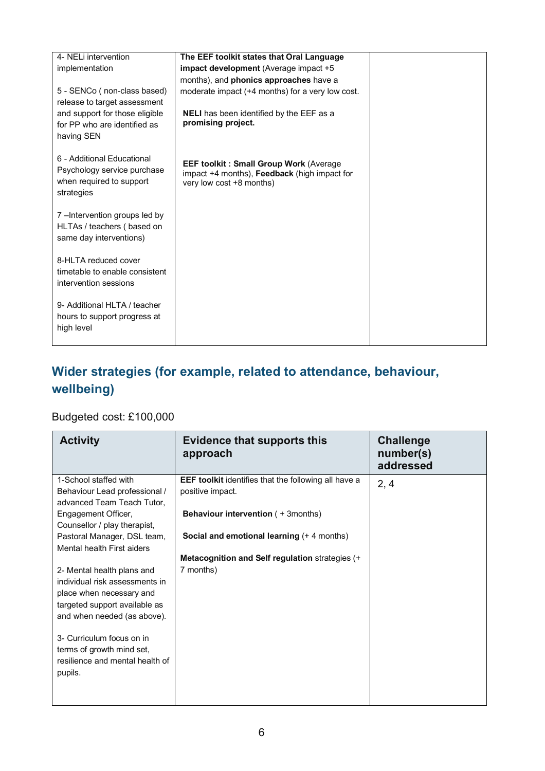| | | |
|---|---|---|
| 4- NELi intervention implementation<br><br>5 - SENCo ( non-class based) release to target assessment and support for those eligible for PP who are identified as having SEN<br><br>6 - Additional Educational Psychology service purchase when required to support strategies<br><br>7 –Intervention groups led by HLTAs / teachers ( based on same day interventions)<br><br>8-HLTA reduced cover timetable to enable consistent intervention sessions<br><br>9- Additional HLTA / teacher hours to support progress at high level | **The EEF toolkit states that Oral Language impact development** (Average impact +5 months), and **phonics approaches** have a moderate impact (+4 months) for a very low cost.<br><br>**NELI** has been identified by the EEF as a **promising project.**<br><br>**EEF toolkit : Small Group Work** (Average impact +4 months), **Feedback** (high impact for very low cost +8 months) | |

## Wider strategies (for example, related to attendance, behaviour, wellbeing)

Budgeted cost: £100,000

| Activity | Evidence that supports this approach | Challenge number(s) addressed |
|---|---|---|
| 1-School staffed with Behaviour Lead professional / advanced Team Teach Tutor, Engagement Officer, Counsellor / play therapist, Pastoral Manager, DSL team, Mental health First aiders<br><br>2- Mental health plans and individual risk assessments in place when necessary and targeted support available as and when needed (as above).<br><br>3- Curriculum focus on in terms of growth mind set, resilience and mental health of pupils. | **EEF toolkit** identifies that the following all have a positive impact.<br><br>**Behaviour intervention** ( + 3months)<br><br>**Social and emotional learning** (+ 4 months)<br><br>**Metacognition and Self regulation** strategies (+ 7 months) | 2, 4 |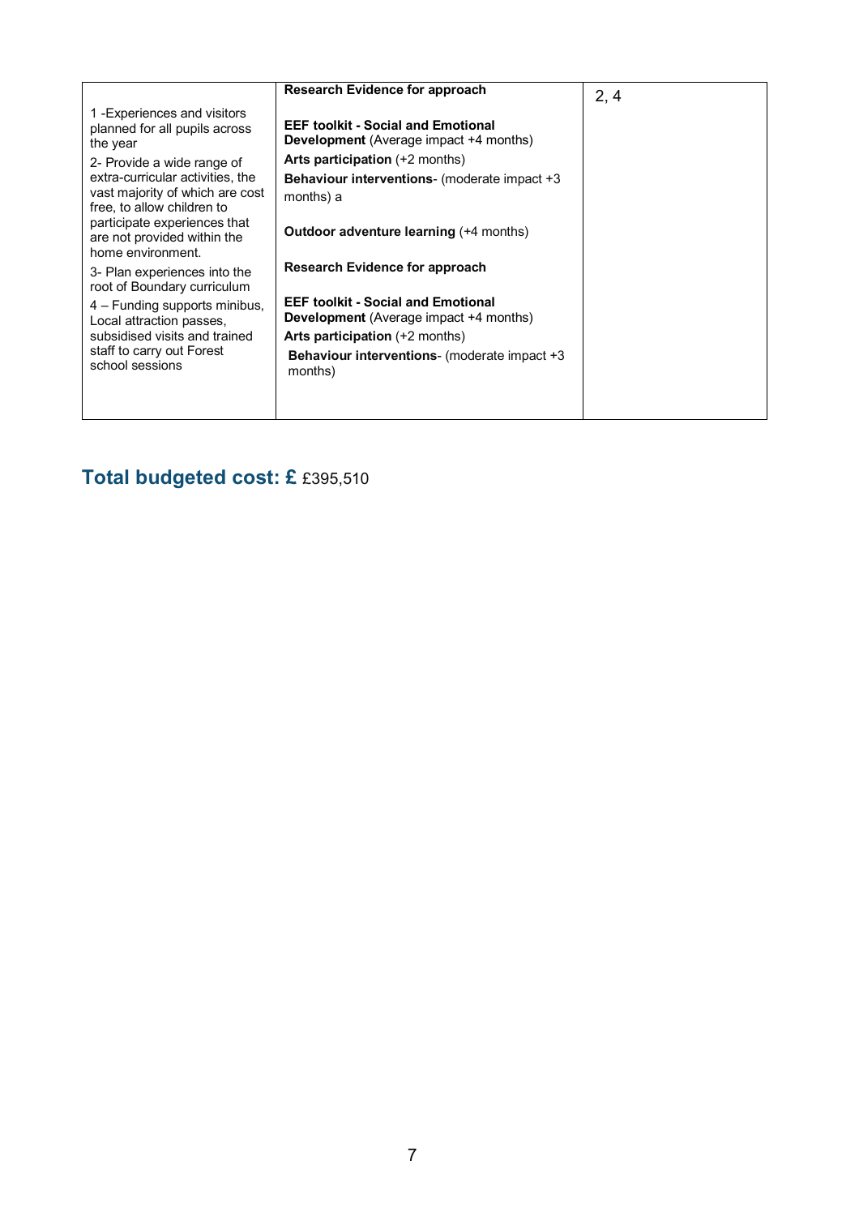| | | |
|---|---|---|
| 1 -Experiences and visitors planned for all pupils across the year<br>2- Provide a wide range of extra-curricular activities, the vast majority of which are cost free, to allow children to participate experiences that are not provided within the home environment.<br>3- Plan experiences into the root of Boundary curriculum<br>4 – Funding supports minibus, Local attraction passes, subsidised visits and trained staff to carry out Forest school sessions | **Research Evidence for approach**<br><br>**EEF toolkit - Social and Emotional Development** (Average impact +4 months)<br>**Arts participation** (+2 months)<br>**Behaviour interventions**- (moderate impact +3 months) a<br><br>**Outdoor adventure learning** (+4 months)<br><br>**Research Evidence for approach**<br><br>**EEF toolkit - Social and Emotional Development** (Average impact +4 months)<br>**Arts participation** (+2 months)<br>**Behaviour interventions**- (moderate impact +3 months) | 2, 4 |

## Total budgeted cost: £ £395,510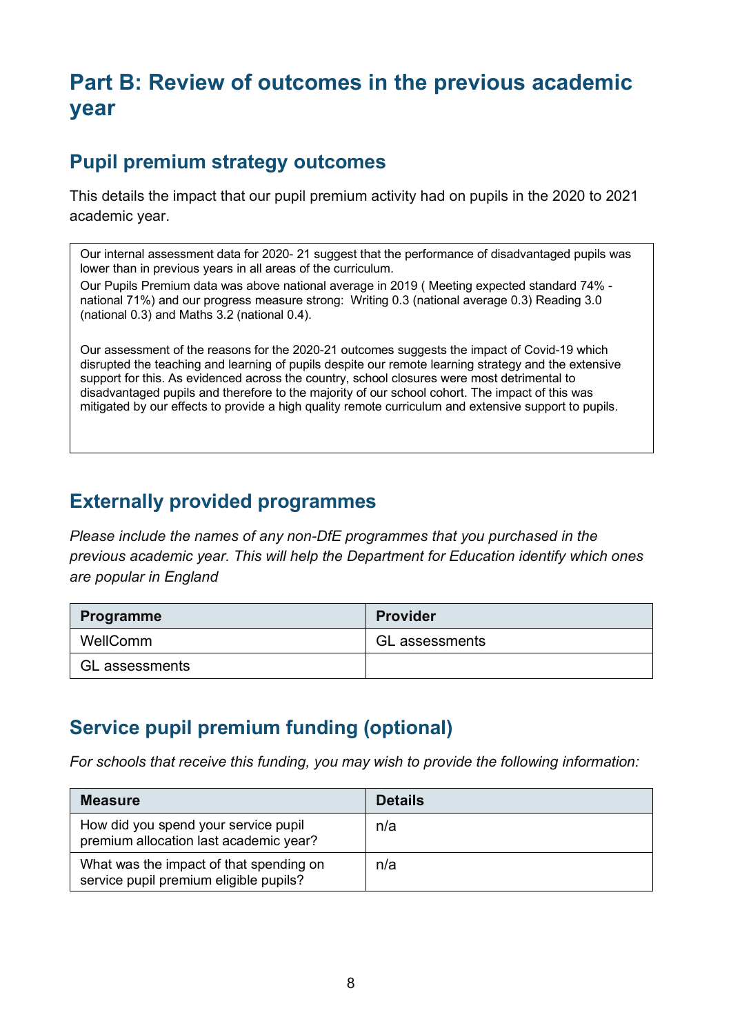# Part B: Review of outcomes in the previous academic year

## Pupil premium strategy outcomes

This details the impact that our pupil premium activity had on pupils in the 2020 to 2021 academic year.

| |
|---|
| Our internal assessment data for 2020- 21 suggest that the performance of disadvantaged pupils was lower than in previous years in all areas of the curriculum.<br>Our Pupils Premium data was above national average in 2019 ( Meeting expected standard 74% - national 71%) and our progress measure strong: Writing 0.3 (national average 0.3) Reading 3.0 (national 0.3) and Maths 3.2 (national 0.4).<br><br>Our assessment of the reasons for the 2020-21 outcomes suggests the impact of Covid-19 which disrupted the teaching and learning of pupils despite our remote learning strategy and the extensive support for this. As evidenced across the country, school closures were most detrimental to disadvantaged pupils and therefore to the majority of our school cohort. The impact of this was mitigated by our effects to provide a high quality remote curriculum and extensive support to pupils. |

## Externally provided programmes

*Please include the names of any non-DfE programmes that you purchased in the previous academic year. This will help the Department for Education identify which ones are popular in England*

| Programme | Provider |
|---|---|
| WellComm | GL assessments |
| GL assessments | |

## Service pupil premium funding (optional)

*For schools that receive this funding, you may wish to provide the following information:*

| Measure | Details |
|---|---|
| How did you spend your service pupil premium allocation last academic year? | n/a |
| What was the impact of that spending on service pupil premium eligible pupils? | n/a |